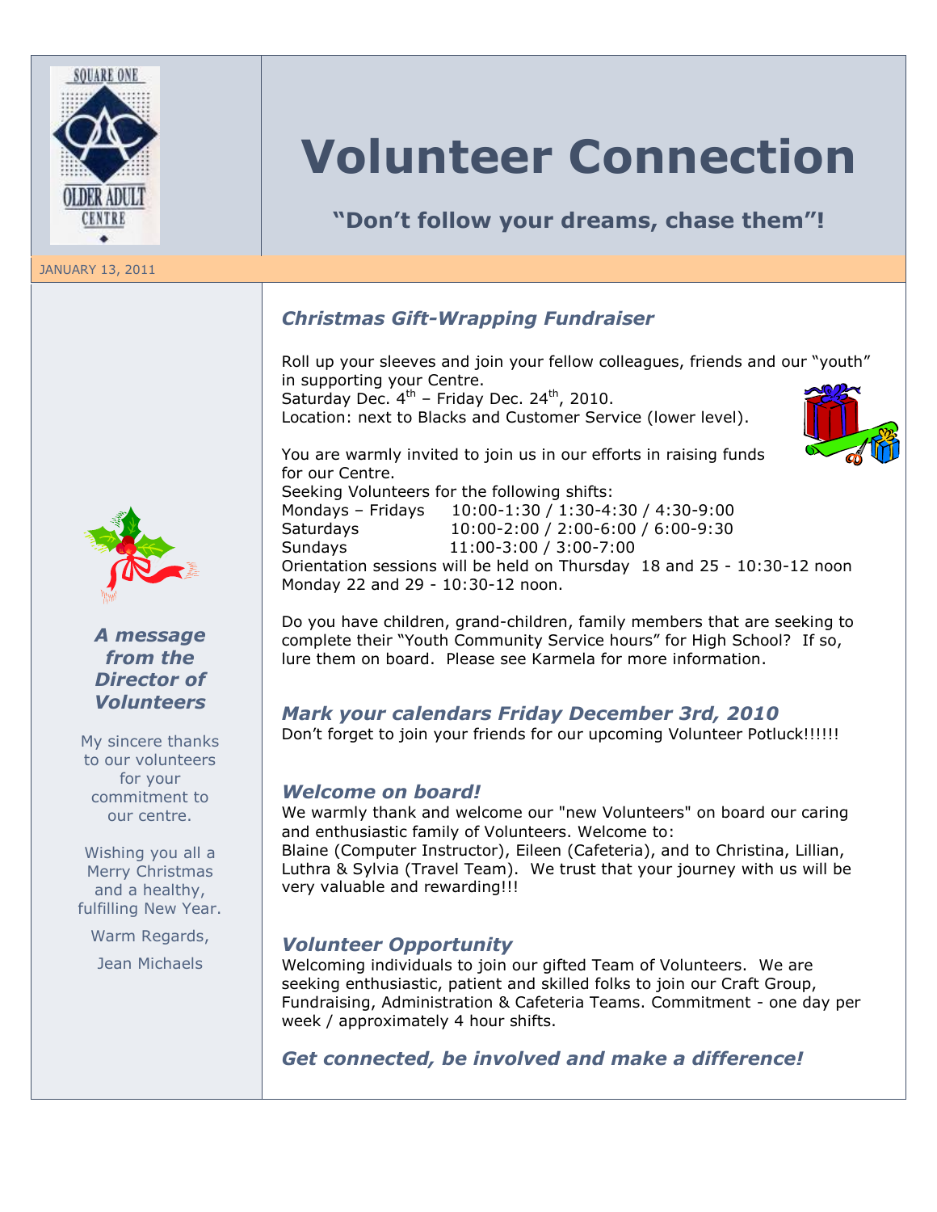SQUARE ONE OLDER ADULT CENTRE

# Volunteer Connection

**"Don't follow your dreams, chase them"!**

JANUARY 13, 2011

### *A message from the Director of Volunteers*

My sincere thanks to our volunteers for your commitment to our centre.

Wishing you all a Merry Christmas and a healthy, fulfilling New Year.

Warm Regards,

Jean Michaels

## *Christmas Gift-Wrapping Fundraiser*

Roll up your sleeves and join your fellow colleagues, friends and our "youth" in supporting your Centre.
Saturday Dec. 4th – Friday Dec. 24th, 2010.
Location: next to Blacks and Customer Service (lower level).

You are warmly invited to join us in our efforts in raising funds for our Centre.
Seeking Volunteers for the following shifts:

| | |
|---|---|
| Mondays – Fridays | 10:00-1:30 / 1:30-4:30 / 4:30-9:00 |
| Saturdays | 10:00-2:00 / 2:00-6:00 / 6:00-9:30 |
| Sundays | 11:00-3:00 / 3:00-7:00 |

Orientation sessions will be held on Thursday 18 and 25 - 10:30-12 noon
Monday 22 and 29 - 10:30-12 noon.

Do you have children, grand-children, family members that are seeking to complete their "Youth Community Service hours" for High School? If so, lure them on board. Please see Karmela for more information.

## *Mark your calendars Friday December 3rd, 2010*

Don't forget to join your friends for our upcoming Volunteer Potluck!!!!!!

## *Welcome on board!*

We warmly thank and welcome our "new Volunteers" on board our caring and enthusiastic family of Volunteers. Welcome to:
Blaine (Computer Instructor), Eileen (Cafeteria), and to Christina, Lillian, Luthra & Sylvia (Travel Team). We trust that your journey with us will be very valuable and rewarding!!!

## *Volunteer Opportunity*

Welcoming individuals to join our gifted Team of Volunteers. We are seeking enthusiastic, patient and skilled folks to join our Craft Group, Fundraising, Administration & Cafeteria Teams. Commitment - one day per week / approximately 4 hour shifts.

## *Get connected, be involved and make a difference!*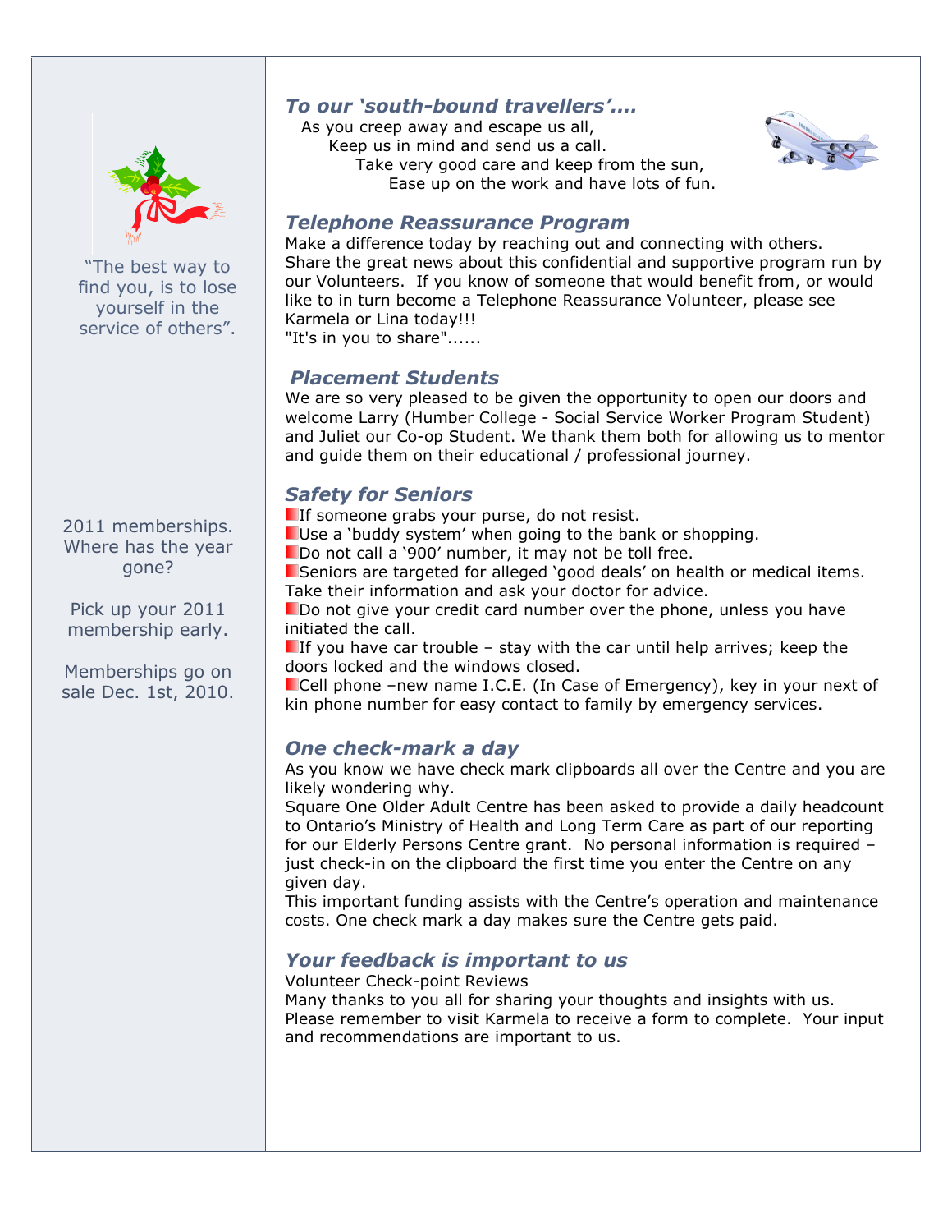"The best way to find you, is to lose yourself in the service of others".

2011 memberships. Where has the year gone?

Pick up your 2011 membership early.

Memberships go on sale Dec. 1st, 2010.

### *To our 'south-bound travellers'....*

As you creep away and escape us all,
Keep us in mind and send us a call.
Take very good care and keep from the sun,
Ease up on the work and have lots of fun.

### *Telephone Reassurance Program*

Make a difference today by reaching out and connecting with others. Share the great news about this confidential and supportive program run by our Volunteers. If you know of someone that would benefit from, or would like to in turn become a Telephone Reassurance Volunteer, please see Karmela or Lina today!!!
"It's in you to share"......

### *Placement Students*

We are so very pleased to be given the opportunity to open our doors and welcome Larry (Humber College - Social Service Worker Program Student) and Juliet our Co-op Student. We thank them both for allowing us to mentor and guide them on their educational / professional journey.

### *Safety for Seniors*

- If someone grabs your purse, do not resist.
- Use a 'buddy system' when going to the bank or shopping.
- Do not call a '900' number, it may not be toll free.
- Seniors are targeted for alleged 'good deals' on health or medical items. Take their information and ask your doctor for advice.
- Do not give your credit card number over the phone, unless you have initiated the call.
- If you have car trouble – stay with the car until help arrives; keep the doors locked and the windows closed.
- Cell phone –new name I.C.E. (In Case of Emergency), key in your next of kin phone number for easy contact to family by emergency services.

### *One check-mark a day*

As you know we have check mark clipboards all over the Centre and you are likely wondering why.
Square One Older Adult Centre has been asked to provide a daily headcount to Ontario's Ministry of Health and Long Term Care as part of our reporting for our Elderly Persons Centre grant. No personal information is required – just check-in on the clipboard the first time you enter the Centre on any given day.
This important funding assists with the Centre's operation and maintenance costs. One check mark a day makes sure the Centre gets paid.

### *Your feedback is important to us*

Volunteer Check-point Reviews
Many thanks to you all for sharing your thoughts and insights with us. Please remember to visit Karmela to receive a form to complete. Your input and recommendations are important to us.